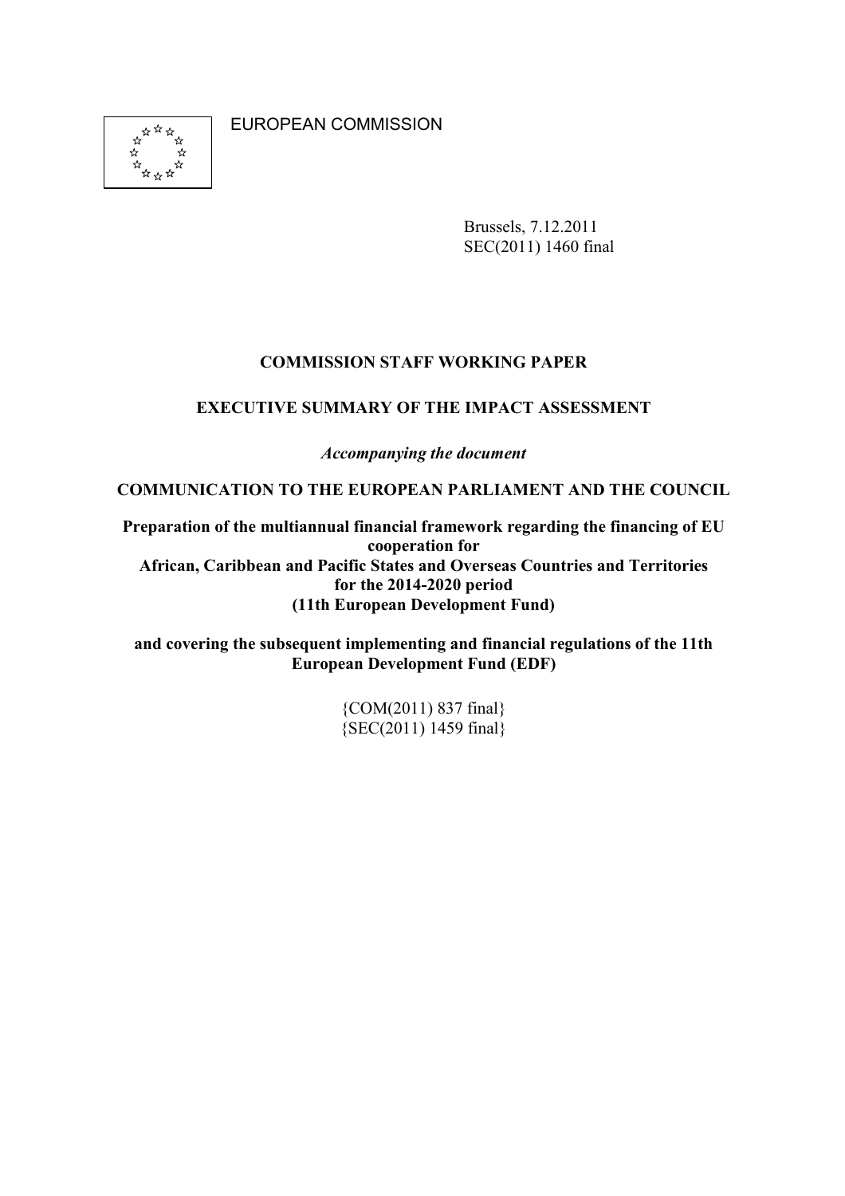EUROPEAN COMMISSION

Brussels, 7.12.2011
SEC(2011) 1460 final

# COMMISSION STAFF WORKING PAPER

## EXECUTIVE SUMMARY OF THE IMPACT ASSESSMENT

*Accompanying the document*

## COMMUNICATION TO THE EUROPEAN PARLIAMENT AND THE COUNCIL

**Preparation of the multiannual financial framework regarding the financing of EU cooperation for African, Caribbean and Pacific States and Overseas Countries and Territories for the 2014-2020 period (11th European Development Fund)**

**and covering the subsequent implementing and financial regulations of the 11th European Development Fund (EDF)**

{COM(2011) 837 final}
{SEC(2011) 1459 final}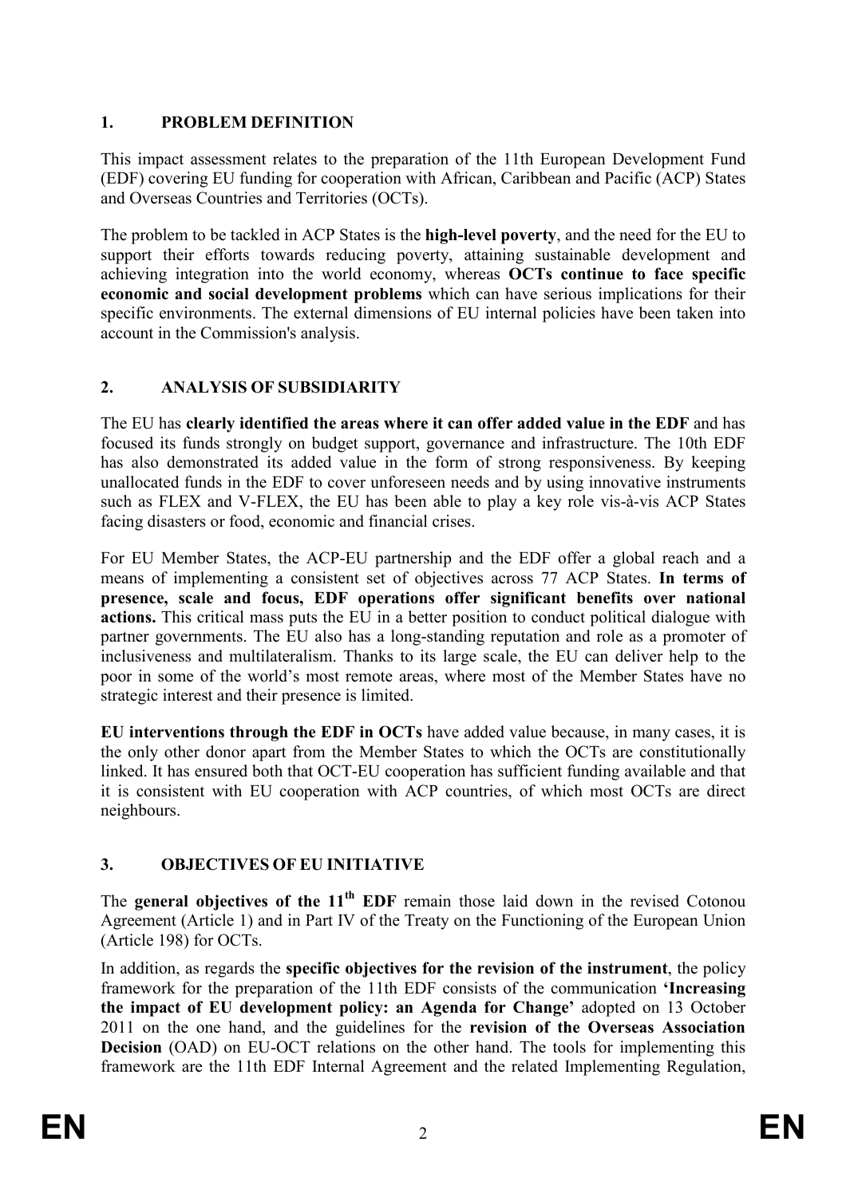## 1. PROBLEM DEFINITION

This impact assessment relates to the preparation of the 11th European Development Fund (EDF) covering EU funding for cooperation with African, Caribbean and Pacific (ACP) States and Overseas Countries and Territories (OCTs).

The problem to be tackled in ACP States is the **high-level poverty**, and the need for the EU to support their efforts towards reducing poverty, attaining sustainable development and achieving integration into the world economy, whereas **OCTs continue to face specific economic and social development problems** which can have serious implications for their specific environments. The external dimensions of EU internal policies have been taken into account in the Commission's analysis.

## 2. ANALYSIS OF SUBSIDIARITY

The EU has **clearly identified the areas where it can offer added value in the EDF** and has focused its funds strongly on budget support, governance and infrastructure. The 10th EDF has also demonstrated its added value in the form of strong responsiveness. By keeping unallocated funds in the EDF to cover unforeseen needs and by using innovative instruments such as FLEX and V-FLEX, the EU has been able to play a key role vis-à-vis ACP States facing disasters or food, economic and financial crises.

For EU Member States, the ACP-EU partnership and the EDF offer a global reach and a means of implementing a consistent set of objectives across 77 ACP States. **In terms of presence, scale and focus, EDF operations offer significant benefits over national actions.** This critical mass puts the EU in a better position to conduct political dialogue with partner governments. The EU also has a long-standing reputation and role as a promoter of inclusiveness and multilateralism. Thanks to its large scale, the EU can deliver help to the poor in some of the world's most remote areas, where most of the Member States have no strategic interest and their presence is limited.

**EU interventions through the EDF in OCTs** have added value because, in many cases, it is the only other donor apart from the Member States to which the OCTs are constitutionally linked. It has ensured both that OCT-EU cooperation has sufficient funding available and that it is consistent with EU cooperation with ACP countries, of which most OCTs are direct neighbours.

## 3. OBJECTIVES OF EU INITIATIVE

The **general objectives of the 11th EDF** remain those laid down in the revised Cotonou Agreement (Article 1) and in Part IV of the Treaty on the Functioning of the European Union (Article 198) for OCTs.

In addition, as regards the **specific objectives for the revision of the instrument**, the policy framework for the preparation of the 11th EDF consists of the communication **'Increasing the impact of EU development policy: an Agenda for Change'** adopted on 13 October 2011 on the one hand, and the guidelines for the **revision of the Overseas Association Decision** (OAD) on EU-OCT relations on the other hand. The tools for implementing this framework are the 11th EDF Internal Agreement and the related Implementing Regulation,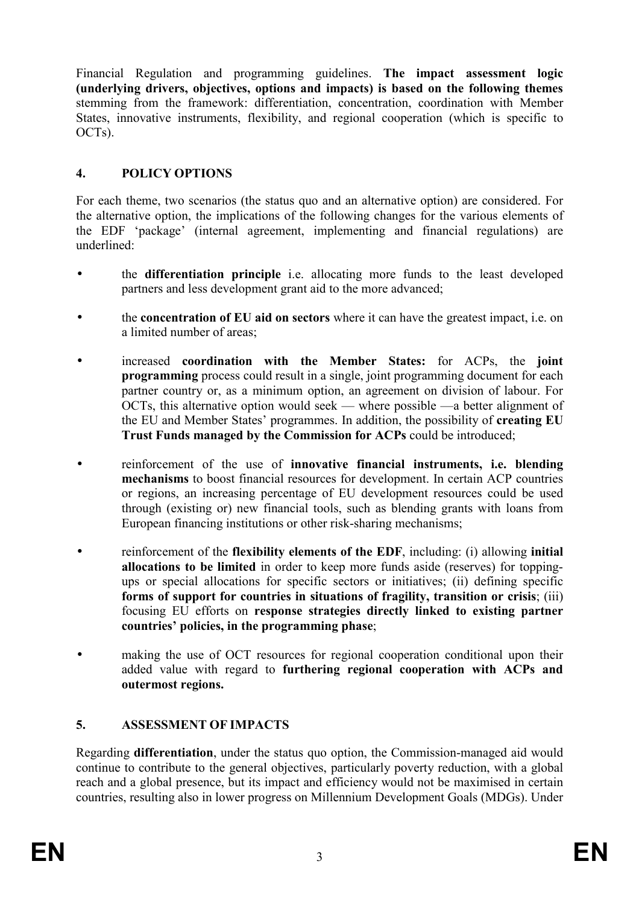Financial Regulation and programming guidelines. **The impact assessment logic (underlying drivers, objectives, options and impacts) is based on the following themes** stemming from the framework: differentiation, concentration, coordination with Member States, innovative instruments, flexibility, and regional cooperation (which is specific to OCTs).

## 4. POLICY OPTIONS

For each theme, two scenarios (the status quo and an alternative option) are considered. For the alternative option, the implications of the following changes for the various elements of the EDF 'package' (internal agreement, implementing and financial regulations) are underlined:

- the **differentiation principle** i.e. allocating more funds to the least developed partners and less development grant aid to the more advanced;
- the **concentration of EU aid on sectors** where it can have the greatest impact, i.e. on a limited number of areas;
- increased **coordination with the Member States:** for ACPs, the **joint programming** process could result in a single, joint programming document for each partner country or, as a minimum option, an agreement on division of labour. For OCTs, this alternative option would seek — where possible —a better alignment of the EU and Member States' programmes. In addition, the possibility of **creating EU Trust Funds managed by the Commission for ACPs** could be introduced;
- reinforcement of the use of **innovative financial instruments, i.e. blending mechanisms** to boost financial resources for development. In certain ACP countries or regions, an increasing percentage of EU development resources could be used through (existing or) new financial tools, such as blending grants with loans from European financing institutions or other risk-sharing mechanisms;
- reinforcement of the **flexibility elements of the EDF**, including: (i) allowing **initial allocations to be limited** in order to keep more funds aside (reserves) for topping-ups or special allocations for specific sectors or initiatives; (ii) defining specific **forms of support for countries in situations of fragility, transition or crisis**; (iii) focusing EU efforts on **response strategies directly linked to existing partner countries' policies, in the programming phase**;
- making the use of OCT resources for regional cooperation conditional upon their added value with regard to **furthering regional cooperation with ACPs and outermost regions.**

## 5. ASSESSMENT OF IMPACTS

Regarding **differentiation**, under the status quo option, the Commission-managed aid would continue to contribute to the general objectives, particularly poverty reduction, with a global reach and a global presence, but its impact and efficiency would not be maximised in certain countries, resulting also in lower progress on Millennium Development Goals (MDGs). Under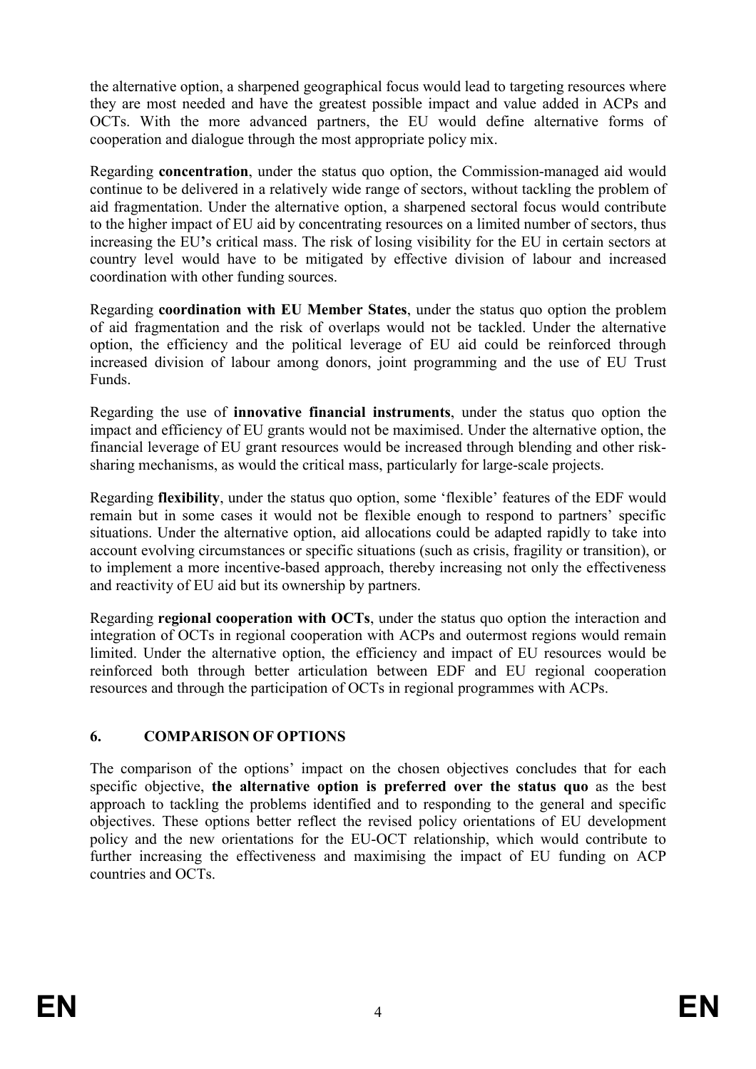the alternative option, a sharpened geographical focus would lead to targeting resources where they are most needed and have the greatest possible impact and value added in ACPs and OCTs. With the more advanced partners, the EU would define alternative forms of cooperation and dialogue through the most appropriate policy mix.

Regarding **concentration**, under the status quo option, the Commission-managed aid would continue to be delivered in a relatively wide range of sectors, without tackling the problem of aid fragmentation. Under the alternative option, a sharpened sectoral focus would contribute to the higher impact of EU aid by concentrating resources on a limited number of sectors, thus increasing the EU's critical mass. The risk of losing visibility for the EU in certain sectors at country level would have to be mitigated by effective division of labour and increased coordination with other funding sources.

Regarding **coordination with EU Member States**, under the status quo option the problem of aid fragmentation and the risk of overlaps would not be tackled. Under the alternative option, the efficiency and the political leverage of EU aid could be reinforced through increased division of labour among donors, joint programming and the use of EU Trust Funds.

Regarding the use of **innovative financial instruments**, under the status quo option the impact and efficiency of EU grants would not be maximised. Under the alternative option, the financial leverage of EU grant resources would be increased through blending and other risk-sharing mechanisms, as would the critical mass, particularly for large-scale projects.

Regarding **flexibility**, under the status quo option, some 'flexible' features of the EDF would remain but in some cases it would not be flexible enough to respond to partners' specific situations. Under the alternative option, aid allocations could be adapted rapidly to take into account evolving circumstances or specific situations (such as crisis, fragility or transition), or to implement a more incentive-based approach, thereby increasing not only the effectiveness and reactivity of EU aid but its ownership by partners.

Regarding **regional cooperation with OCTs**, under the status quo option the interaction and integration of OCTs in regional cooperation with ACPs and outermost regions would remain limited. Under the alternative option, the efficiency and impact of EU resources would be reinforced both through better articulation between EDF and EU regional cooperation resources and through the participation of OCTs in regional programmes with ACPs.

## 6. COMPARISON OF OPTIONS

The comparison of the options' impact on the chosen objectives concludes that for each specific objective, **the alternative option is preferred over the status quo** as the best approach to tackling the problems identified and to responding to the general and specific objectives. These options better reflect the revised policy orientations of EU development policy and the new orientations for the EU-OCT relationship, which would contribute to further increasing the effectiveness and maximising the impact of EU funding on ACP countries and OCTs.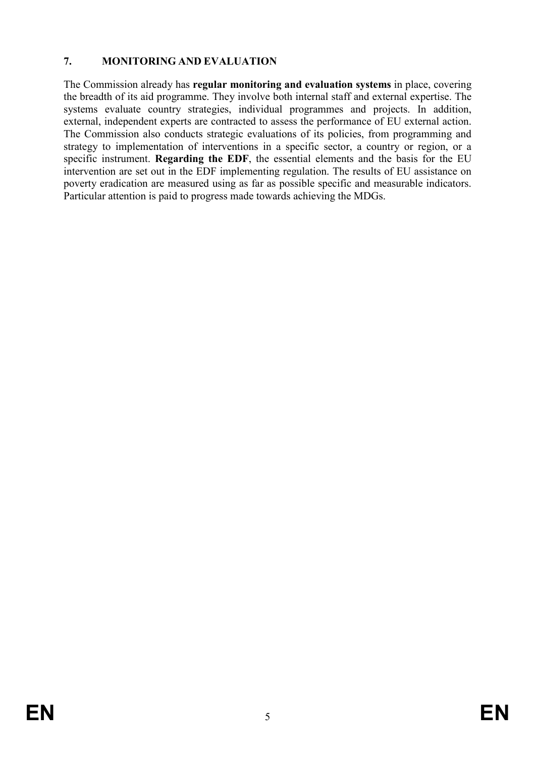## 7. MONITORING AND EVALUATION

The Commission already has **regular monitoring and evaluation systems** in place, covering the breadth of its aid programme. They involve both internal staff and external expertise. The systems evaluate country strategies, individual programmes and projects. In addition, external, independent experts are contracted to assess the performance of EU external action. The Commission also conducts strategic evaluations of its policies, from programming and strategy to implementation of interventions in a specific sector, a country or region, or a specific instrument. **Regarding the EDF**, the essential elements and the basis for the EU intervention are set out in the EDF implementing regulation. The results of EU assistance on poverty eradication are measured using as far as possible specific and measurable indicators. Particular attention is paid to progress made towards achieving the MDGs.